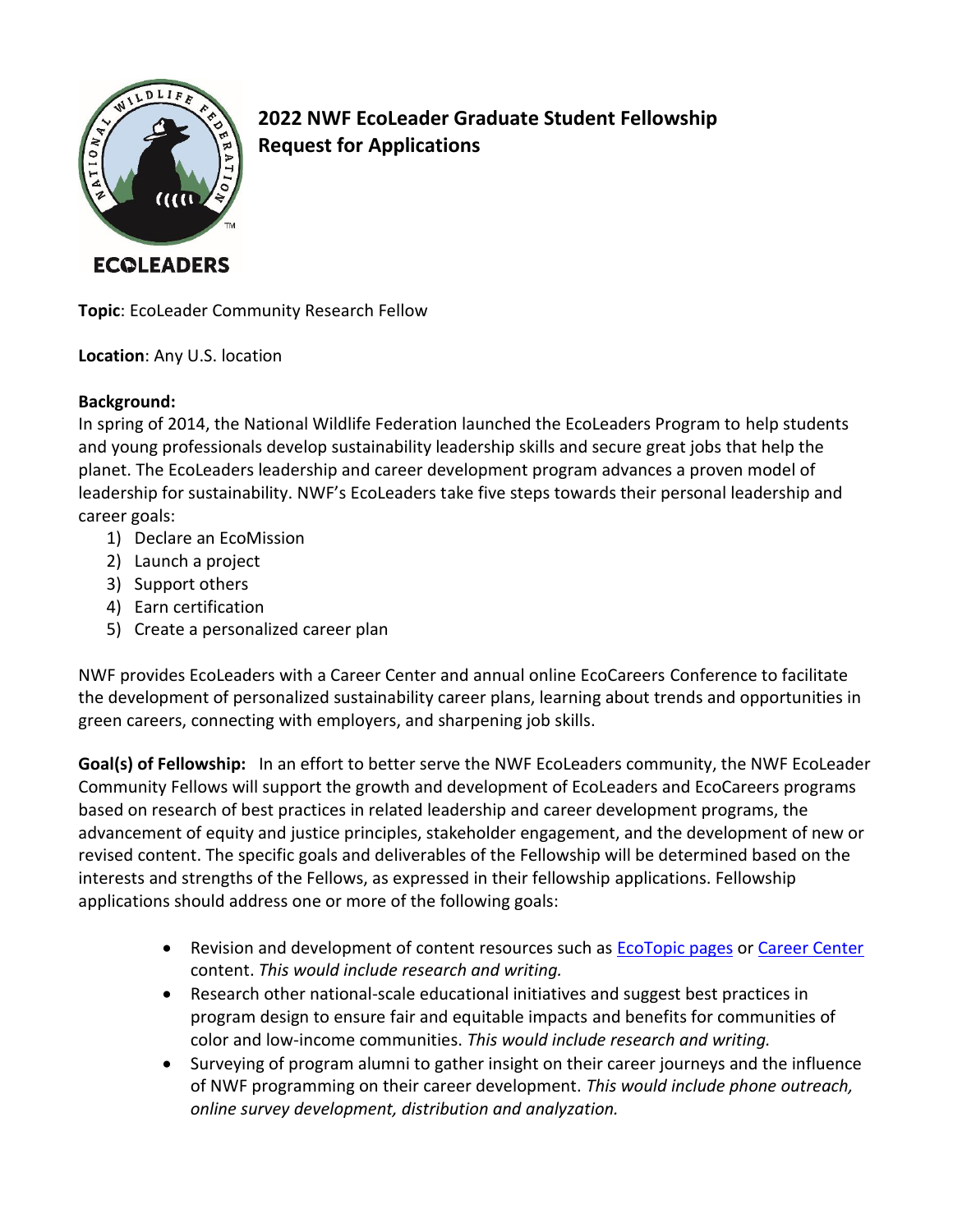# 2022 NWF EcoLeader Graduate Student Fellowship Request for Applications

**Topic**: EcoLeader Community Research Fellow

**Location**: Any U.S. location

**Background:**

In spring of 2014, the National Wildlife Federation launched the EcoLeaders Program to help students and young professionals develop sustainability leadership skills and secure great jobs that help the planet. The EcoLeaders leadership and career development program advances a proven model of leadership for sustainability. NWF's EcoLeaders take five steps towards their personal leadership and career goals:

1) Declare an EcoMission
2) Launch a project
3) Support others
4) Earn certification
5) Create a personalized career plan

NWF provides EcoLeaders with a Career Center and annual online EcoCareers Conference to facilitate the development of personalized sustainability career plans, learning about trends and opportunities in green careers, connecting with employers, and sharpening job skills.

**Goal(s) of Fellowship:** In an effort to better serve the NWF EcoLeaders community, the NWF EcoLeader Community Fellows will support the growth and development of EcoLeaders and EcoCareers programs based on research of best practices in related leadership and career development programs, the advancement of equity and justice principles, stakeholder engagement, and the development of new or revised content. The specific goals and deliverables of the Fellowship will be determined based on the interests and strengths of the Fellows, as expressed in their fellowship applications. Fellowship applications should address one or more of the following goals:

- Revision and development of content resources such as EcoTopic pages or Career Center content. *This would include research and writing.*
- Research other national-scale educational initiatives and suggest best practices in program design to ensure fair and equitable impacts and benefits for communities of color and low-income communities. *This would include research and writing.*
- Surveying of program alumni to gather insight on their career journeys and the influence of NWF programming on their career development. *This would include phone outreach, online survey development, distribution and analyzation.*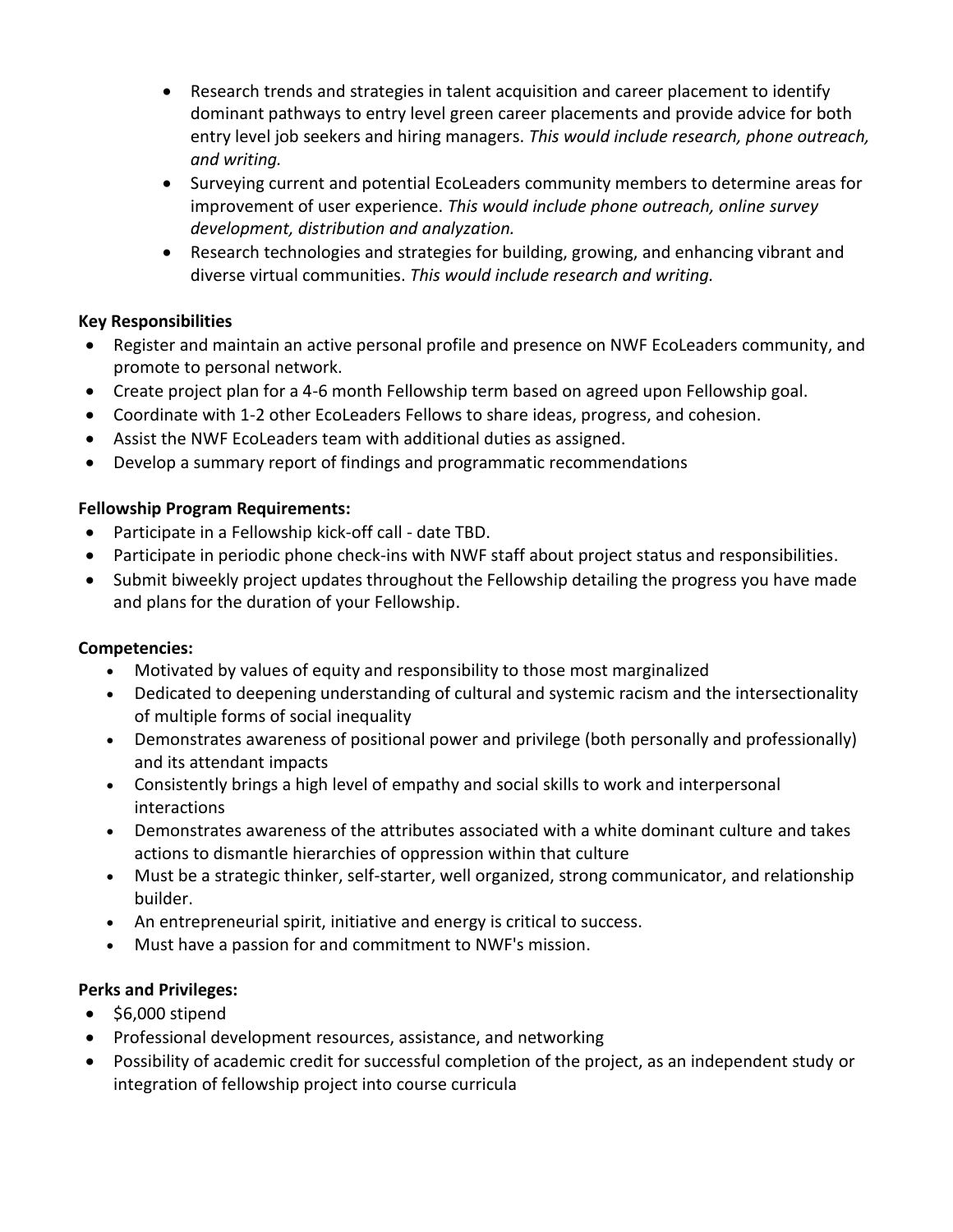- Research trends and strategies in talent acquisition and career placement to identify dominant pathways to entry level green career placements and provide advice for both entry level job seekers and hiring managers. *This would include research, phone outreach, and writing.*
- Surveying current and potential EcoLeaders community members to determine areas for improvement of user experience. *This would include phone outreach, online survey development, distribution and analyzation.*
- Research technologies and strategies for building, growing, and enhancing vibrant and diverse virtual communities. *This would include research and writing.*

**Key Responsibilities**

- Register and maintain an active personal profile and presence on NWF EcoLeaders community, and promote to personal network.
- Create project plan for a 4-6 month Fellowship term based on agreed upon Fellowship goal.
- Coordinate with 1-2 other EcoLeaders Fellows to share ideas, progress, and cohesion.
- Assist the NWF EcoLeaders team with additional duties as assigned.
- Develop a summary report of findings and programmatic recommendations

**Fellowship Program Requirements:**

- Participate in a Fellowship kick-off call - date TBD.
- Participate in periodic phone check-ins with NWF staff about project status and responsibilities.
- Submit biweekly project updates throughout the Fellowship detailing the progress you have made and plans for the duration of your Fellowship.

**Competencies:**

- Motivated by values of equity and responsibility to those most marginalized
- Dedicated to deepening understanding of cultural and systemic racism and the intersectionality of multiple forms of social inequality
- Demonstrates awareness of positional power and privilege (both personally and professionally) and its attendant impacts
- Consistently brings a high level of empathy and social skills to work and interpersonal interactions
- Demonstrates awareness of the attributes associated with a white dominant culture and takes actions to dismantle hierarchies of oppression within that culture
- Must be a strategic thinker, self-starter, well organized, strong communicator, and relationship builder.
- An entrepreneurial spirit, initiative and energy is critical to success.
- Must have a passion for and commitment to NWF's mission.

**Perks and Privileges:**

- $6,000 stipend
- Professional development resources, assistance, and networking
- Possibility of academic credit for successful completion of the project, as an independent study or integration of fellowship project into course curricula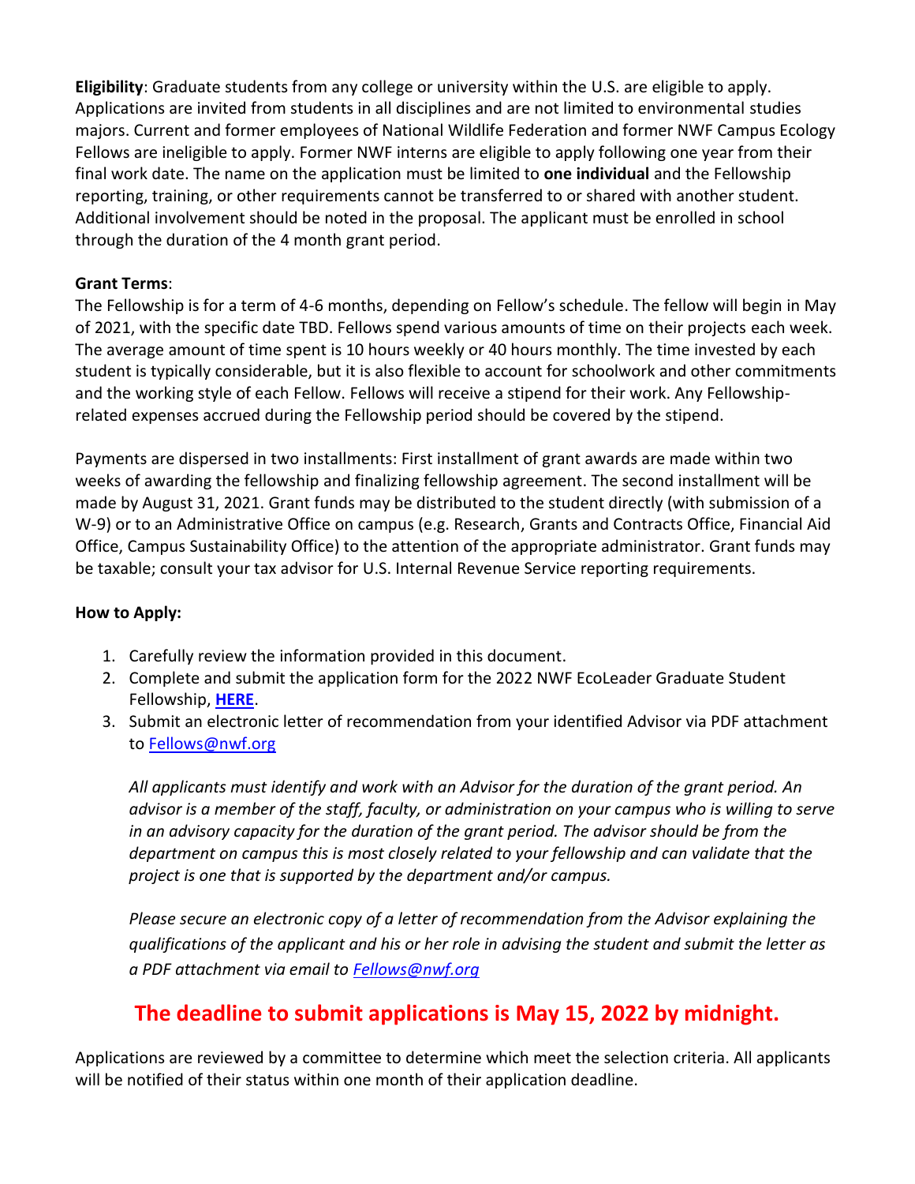**Eligibility**: Graduate students from any college or university within the U.S. are eligible to apply. Applications are invited from students in all disciplines and are not limited to environmental studies majors. Current and former employees of National Wildlife Federation and former NWF Campus Ecology Fellows are ineligible to apply. Former NWF interns are eligible to apply following one year from their final work date. The name on the application must be limited to **one individual** and the Fellowship reporting, training, or other requirements cannot be transferred to or shared with another student. Additional involvement should be noted in the proposal. The applicant must be enrolled in school through the duration of the 4 month grant period.

**Grant Terms**:
The Fellowship is for a term of 4-6 months, depending on Fellow's schedule. The fellow will begin in May of 2021, with the specific date TBD. Fellows spend various amounts of time on their projects each week. The average amount of time spent is 10 hours weekly or 40 hours monthly. The time invested by each student is typically considerable, but it is also flexible to account for schoolwork and other commitments and the working style of each Fellow. Fellows will receive a stipend for their work. Any Fellowship-related expenses accrued during the Fellowship period should be covered by the stipend.

Payments are dispersed in two installments: First installment of grant awards are made within two weeks of awarding the fellowship and finalizing fellowship agreement. The second installment will be made by August 31, 2021. Grant funds may be distributed to the student directly (with submission of a W-9) or to an Administrative Office on campus (e.g. Research, Grants and Contracts Office, Financial Aid Office, Campus Sustainability Office) to the attention of the appropriate administrator. Grant funds may be taxable; consult your tax advisor for U.S. Internal Revenue Service reporting requirements.

**How to Apply:**

1. Carefully review the information provided in this document.
2. Complete and submit the application form for the 2022 NWF EcoLeader Graduate Student Fellowship, **HERE**.
3. Submit an electronic letter of recommendation from your identified Advisor via PDF attachment to Fellows@nwf.org

   *All applicants must identify and work with an Advisor for the duration of the grant period. An advisor is a member of the staff, faculty, or administration on your campus who is willing to serve in an advisory capacity for the duration of the grant period. The advisor should be from the department on campus this is most closely related to your fellowship and can validate that the project is one that is supported by the department and/or campus.*

   *Please secure an electronic copy of a letter of recommendation from the Advisor explaining the qualifications of the applicant and his or her role in advising the student and submit the letter as a PDF attachment via email to Fellows@nwf.org*

## The deadline to submit applications is May 15, 2022 by midnight.

Applications are reviewed by a committee to determine which meet the selection criteria. All applicants will be notified of their status within one month of their application deadline.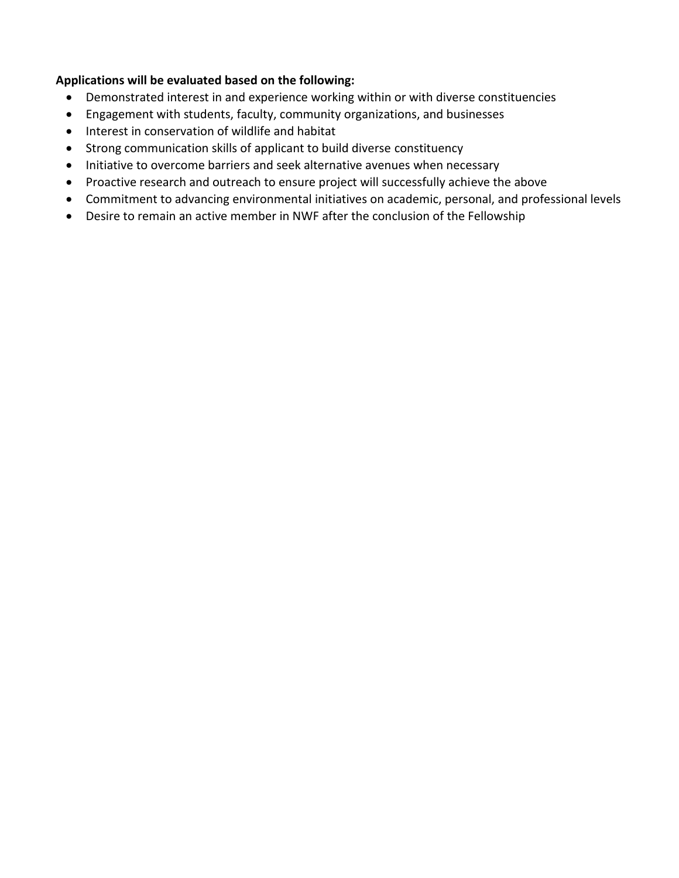**Applications will be evaluated based on the following:**

- Demonstrated interest in and experience working within or with diverse constituencies
- Engagement with students, faculty, community organizations, and businesses
- Interest in conservation of wildlife and habitat
- Strong communication skills of applicant to build diverse constituency
- Initiative to overcome barriers and seek alternative avenues when necessary
- Proactive research and outreach to ensure project will successfully achieve the above
- Commitment to advancing environmental initiatives on academic, personal, and professional levels
- Desire to remain an active member in NWF after the conclusion of the Fellowship